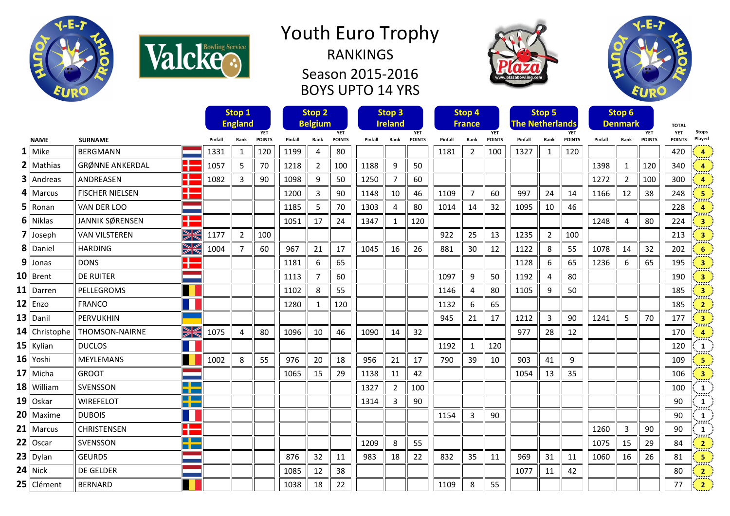# Youth Euro Trophy

## RANKINGS

## Season 2015-2016

## BOYS UPTO 14 YRS

| # | NAME | SURNAME | Stop 1 England Pinfall | Rank | YET POINTS | Stop 2 Belgium Pinfall | Rank | YET POINTS | Stop 3 Ireland Pinfall | Rank | YET POINTS | Stop 4 France Pinfall | Rank | YET POINTS | Stop 5 The Netherlands Pinfall | Rank | YET POINTS | Stop 6 Denmark Pinfall | Rank | YET POINTS | TOTAL YET POINTS | Stops Played |
|---|---|---|---|---|---|---|---|---|---|---|---|---|---|---|---|---|---|---|---|---|---|---|
| 1 | Mike | BERGMANN | 1331 | 1 | 120 | 1199 | 4 | 80 | | | | 1181 | 2 | 100 | 1327 | 1 | 120 | | | | 420 | 4 |
| 2 | Mathias | GRØNNE ANKERDAL | 1057 | 5 | 70 | 1218 | 2 | 100 | 1188 | 9 | 50 | | | | | | | 1398 | 1 | 120 | 340 | 4 |
| 3 | Andreas | ANDREASEN | 1082 | 3 | 90 | 1098 | 9 | 50 | 1250 | 7 | 60 | | | | | | | 1272 | 2 | 100 | 300 | 4 |
| 4 | Marcus | FISCHER NIELSEN | | | | 1200 | 3 | 90 | 1148 | 10 | 46 | 1109 | 7 | 60 | 997 | 24 | 14 | 1166 | 12 | 38 | 248 | 5 |
| 5 | Ronan | VAN DER LOO | | | | 1185 | 5 | 70 | 1303 | 4 | 80 | 1014 | 14 | 32 | 1095 | 10 | 46 | | | | 228 | 4 |
| 6 | Niklas | JANNIK SØRENSEN | | | | 1051 | 17 | 24 | 1347 | 1 | 120 | | | | | | | 1248 | 4 | 80 | 224 | 3 |
| 7 | Joseph | VAN VILSTEREN | 1177 | 2 | 100 | | | | | | | 922 | 25 | 13 | 1235 | 2 | 100 | | | | 213 | 3 |
| 8 | Daniel | HARDING | 1004 | 7 | 60 | 967 | 21 | 17 | 1045 | 16 | 26 | 881 | 30 | 12 | 1122 | 8 | 55 | 1078 | 14 | 32 | 202 | 6 |
| 9 | Jonas | DONS | | | | 1181 | 6 | 65 | | | | | | | 1128 | 6 | 65 | 1236 | 6 | 65 | 195 | 3 |
| 10 | Brent | DE RUITER | | | | 1113 | 7 | 60 | | | | 1097 | 9 | 50 | 1192 | 4 | 80 | | | | 190 | 3 |
| 11 | Darren | PELLEGROMS | | | | 1102 | 8 | 55 | | | | 1146 | 4 | 80 | 1105 | 9 | 50 | | | | 185 | 3 |
| 12 | Enzo | FRANCO | | | | 1280 | 1 | 120 | | | | 1132 | 6 | 65 | | | | | | | 185 | 2 |
| 13 | Danil | PERVUKHIN | | | | | | | | | | 945 | 21 | 17 | 1212 | 3 | 90 | 1241 | 5 | 70 | 177 | 3 |
| 14 | Christophe | THOMSON-NAIRNE | 1075 | 4 | 80 | 1096 | 10 | 46 | 1090 | 14 | 32 | | | | 977 | 28 | 12 | | | | 170 | 4 |
| 15 | Kylian | DUCLOS | | | | | | | | | | 1192 | 1 | 120 | | | | | | | 120 | 1 |
| 16 | Yoshi | MEYLEMANS | 1002 | 8 | 55 | 976 | 20 | 18 | 956 | 21 | 17 | 790 | 39 | 10 | 903 | 41 | 9 | | | | 109 | 5 |
| 17 | Micha | GROOT | | | | 1065 | 15 | 29 | 1138 | 11 | 42 | | | | 1054 | 13 | 35 | | | | 106 | 3 |
| 18 | William | SVENSSON | | | | | | | 1327 | 2 | 100 | | | | | | | | | | 100 | 1 |
| 19 | Oskar | WIREFELOT | | | | | | | 1314 | 3 | 90 | | | | | | | | | | 90 | 1 |
| 20 | Maxime | DUBOIS | | | | | | | | | | 1154 | 3 | 90 | | | | | | | 90 | 1 |
| 21 | Marcus | CHRISTENSEN | | | | | | | | | | | | | | | | 1260 | 3 | 90 | 90 | 1 |
| 22 | Oscar | SVENSSON | | | | | | | 1209 | 8 | 55 | | | | | | | 1075 | 15 | 29 | 84 | 2 |
| 23 | Dylan | GEURDS | | | | 876 | 32 | 11 | 983 | 18 | 22 | 832 | 35 | 11 | 969 | 31 | 11 | 1060 | 16 | 26 | 81 | 5 |
| 24 | Nick | DE GELDER | | | | 1085 | 12 | 38 | | | | | | | 1077 | 11 | 42 | | | | 80 | 2 |
| 25 | Clément | BERNARD | | | | 1038 | 18 | 22 | | | | 1109 | 8 | 55 | | | | | | | 77 | 2 |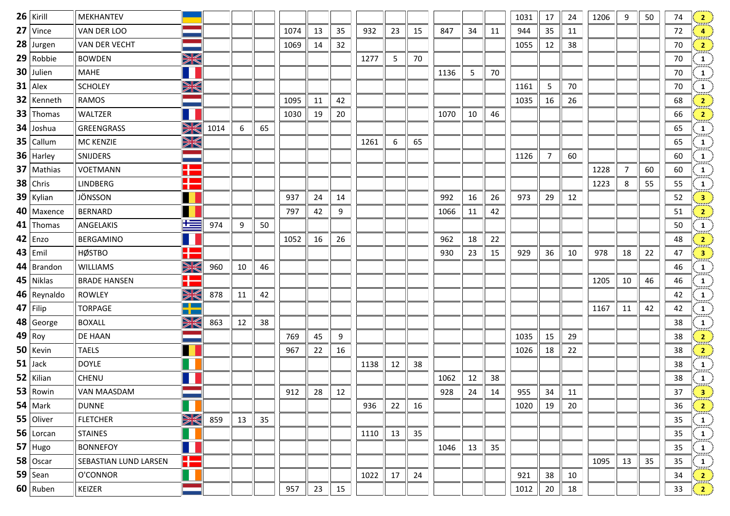| # | First name | Last name | Flag | | | | | | | | | | | | | | | | | | | Total | Count |
|---|---|---|---|---|---|---|---|---|---|---|---|---|---|---|---|---|---|---|---|---|---|---|---|
| 26 | Kirill | MEKHANTEV | | | | | | | | | | | | | | 1031 | 17 | 24 | 1206 | 9 | 50 | 74 | 2 |
| 27 | Vince | VAN DER LOO | | | | | 1074 | 13 | 35 | 932 | 23 | 15 | 847 | 34 | 11 | 944 | 35 | 11 | | | | 72 | 4 |
| 28 | Jurgen | VAN DER VECHT | | | | | 1069 | 14 | 32 | | | | | | | 1055 | 12 | 38 | | | | 70 | 2 |
| 29 | Robbie | BOWDEN | | | | | | | | 1277 | 5 | 70 | | | | | | | | | | 70 | 1 |
| 30 | Julien | MAHE | | | | | | | | | | | 1136 | 5 | 70 | | | | | | | 70 | 1 |
| 31 | Alex | SCHOLEY | | | | | | | | | | | | | | 1161 | 5 | 70 | | | | 70 | 1 |
| 32 | Kenneth | RAMOS | | | | | 1095 | 11 | 42 | | | | | | | 1035 | 16 | 26 | | | | 68 | 2 |
| 33 | Thomas | WALTZER | | | | | 1030 | 19 | 20 | | | | 1070 | 10 | 46 | | | | | | | 66 | 2 |
| 34 | Joshua | GREENGRASS | | 1014 | 6 | 65 | | | | | | | | | | | | | | | | 65 | 1 |
| 35 | Callum | MC KENZIE | | | | | | | | 1261 | 6 | 65 | | | | | | | | | | 65 | 1 |
| 36 | Harley | SNIJDERS | | | | | | | | | | | | | | 1126 | 7 | 60 | | | | 60 | 1 |
| 37 | Mathias | VOETMANN | | | | | | | | | | | | | | | | | 1228 | 7 | 60 | 60 | 1 |
| 38 | Chris | LINDBERG | | | | | | | | | | | | | | | | | 1223 | 8 | 55 | 55 | 1 |
| 39 | Kylian | JÖNSSON | | | | | 937 | 24 | 14 | | | | 992 | 16 | 26 | 973 | 29 | 12 | | | | 52 | 3 |
| 40 | Maxence | BERNARD | | | | | 797 | 42 | 9 | | | | 1066 | 11 | 42 | | | | | | | 51 | 2 |
| 41 | Thomas | ANGELAKIS | | 974 | 9 | 50 | | | | | | | | | | | | | | | | 50 | 1 |
| 42 | Enzo | BERGAMINO | | | | | 1052 | 16 | 26 | | | | 962 | 18 | 22 | | | | | | | 48 | 2 |
| 43 | Emil | HØSTBO | | | | | | | | | | | 930 | 23 | 15 | 929 | 36 | 10 | 978 | 18 | 22 | 47 | 3 |
| 44 | Brandon | WILLIAMS | | 960 | 10 | 46 | | | | | | | | | | | | | | | | 46 | 1 |
| 45 | Niklas | BRADE HANSEN | | | | | | | | | | | | | | | | | 1205 | 10 | 46 | 46 | 1 |
| 46 | Reynaldo | ROWLEY | | 878 | 11 | 42 | | | | | | | | | | | | | | | | 42 | 1 |
| 47 | Filip | TORPAGE | | | | | | | | | | | | | | | | | 1167 | 11 | 42 | 42 | 1 |
| 48 | George | BOXALL | | 863 | 12 | 38 | | | | | | | | | | | | | | | | 38 | 1 |
| 49 | Roy | DE HAAN | | | | | 769 | 45 | 9 | | | | | | | 1035 | 15 | 29 | | | | 38 | 2 |
| 50 | Kevin | TAELS | | | | | 967 | 22 | 16 | | | | | | | 1026 | 18 | 22 | | | | 38 | 2 |
| 51 | Jack | DOYLE | | | | | | | | 1138 | 12 | 38 | | | | | | | | | | 38 | 1 |
| 52 | Kilian | CHENU | | | | | | | | | | | 1062 | 12 | 38 | | | | | | | 38 | 1 |
| 53 | Rowin | VAN MAASDAM | | | | | 912 | 28 | 12 | | | | 928 | 24 | 14 | 955 | 34 | 11 | | | | 37 | 3 |
| 54 | Mark | DUNNE | | | | | | | | 936 | 22 | 16 | | | | 1020 | 19 | 20 | | | | 36 | 2 |
| 55 | Oliver | FLETCHER | | 859 | 13 | 35 | | | | | | | | | | | | | | | | 35 | 1 |
| 56 | Lorcan | STAINES | | | | | | | | 1110 | 13 | 35 | | | | | | | | | | 35 | 1 |
| 57 | Hugo | BONNEFOY | | | | | | | | | | | 1046 | 13 | 35 | | | | | | | 35 | 1 |
| 58 | Oscar | SEBASTIAN LUND LARSEN | | | | | | | | | | | | | | | | | 1095 | 13 | 35 | 35 | 1 |
| 59 | Sean | O'CONNOR | | | | | | | | 1022 | 17 | 24 | | | | 921 | 38 | 10 | | | | 34 | 2 |
| 60 | Ruben | KEIZER | | | | | 957 | 23 | 15 | | | | | | | 1012 | 20 | 18 | | | | 33 | 2 |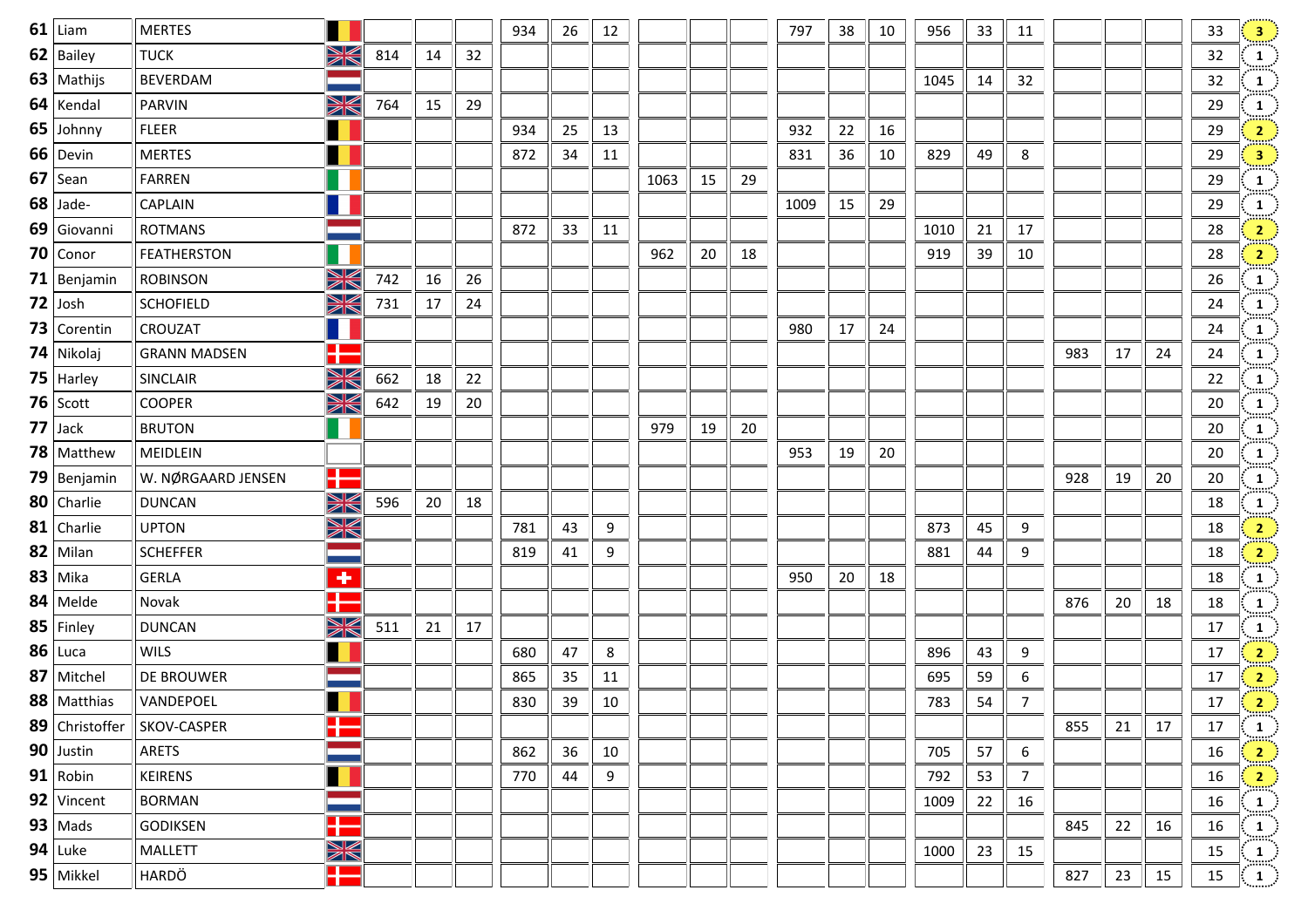| 61 | Liam | MERTES | | | | | 934 | 26 | 12 | | | | 797 | 38 | 10 | 956 | 33 | 11 | | | | 33 | 3 |
|---|---|---|---|---|---|---|---|---|---|---|---|---|---|---|---|---|---|---|---|---|---|---|---|
| 62 | Bailey | TUCK | | 814 | 14 | 32 | | | | | | | | | | | | | | | | 32 | 1 |
| 63 | Mathijs | BEVERDAM | | | | | | | | | | | | | | 1045 | 14 | 32 | | | | 32 | 1 |
| 64 | Kendal | PARVIN | | 764 | 15 | 29 | | | | | | | | | | | | | | | | 29 | 1 |
| 65 | Johnny | FLEER | | | | | 934 | 25 | 13 | | | | 932 | 22 | 16 | | | | | | | 29 | 2 |
| 66 | Devin | MERTES | | | | | 872 | 34 | 11 | | | | 831 | 36 | 10 | 829 | 49 | 8 | | | | 29 | 3 |
| 67 | Sean | FARREN | | | | | | | | 1063 | 15 | 29 | | | | | | | | | | 29 | 1 |
| 68 | Jade- | CAPLAIN | | | | | | | | | | | 1009 | 15 | 29 | | | | | | | 29 | 1 |
| 69 | Giovanni | ROTMANS | | | | | 872 | 33 | 11 | | | | | | | 1010 | 21 | 17 | | | | 28 | 2 |
| 70 | Conor | FEATHERSTON | | | | | | | | 962 | 20 | 18 | | | | 919 | 39 | 10 | | | | 28 | 2 |
| 71 | Benjamin | ROBINSON | | 742 | 16 | 26 | | | | | | | | | | | | | | | | 26 | 1 |
| 72 | Josh | SCHOFIELD | | 731 | 17 | 24 | | | | | | | | | | | | | | | | 24 | 1 |
| 73 | Corentin | CROUZAT | | | | | | | | | | | 980 | 17 | 24 | | | | | | | 24 | 1 |
| 74 | Nikolaj | GRANN MADSEN | | | | | | | | | | | | | | | | | 983 | 17 | 24 | 24 | 1 |
| 75 | Harley | SINCLAIR | | 662 | 18 | 22 | | | | | | | | | | | | | | | | 22 | 1 |
| 76 | Scott | COOPER | | 642 | 19 | 20 | | | | | | | | | | | | | | | | 20 | 1 |
| 77 | Jack | BRUTON | | | | | | | | 979 | 19 | 20 | | | | | | | | | | 20 | 1 |
| 78 | Matthew | MEIDLEIN | | | | | | | | | | | 953 | 19 | 20 | | | | | | | 20 | 1 |
| 79 | Benjamin | W. NØRGAARD JENSEN | | | | | | | | | | | | | | | | | 928 | 19 | 20 | 20 | 1 |
| 80 | Charlie | DUNCAN | | 596 | 20 | 18 | | | | | | | | | | | | | | | | 18 | 1 |
| 81 | Charlie | UPTON | | | | | 781 | 43 | 9 | | | | | | | 873 | 45 | 9 | | | | 18 | 2 |
| 82 | Milan | SCHEFFER | | | | | 819 | 41 | 9 | | | | | | | 881 | 44 | 9 | | | | 18 | 2 |
| 83 | Mika | GERLA | | | | | | | | | | | 950 | 20 | 18 | | | | | | | 18 | 1 |
| 84 | Melde | Novak | | | | | | | | | | | | | | | | | 876 | 20 | 18 | 18 | 1 |
| 85 | Finley | DUNCAN | | 511 | 21 | 17 | | | | | | | | | | | | | | | | 17 | 1 |
| 86 | Luca | WILS | | | | | 680 | 47 | 8 | | | | | | | 896 | 43 | 9 | | | | 17 | 2 |
| 87 | Mitchel | DE BROUWER | | | | | 865 | 35 | 11 | | | | | | | 695 | 59 | 6 | | | | 17 | 2 |
| 88 | Matthias | VANDEPOEL | | | | | 830 | 39 | 10 | | | | | | | 783 | 54 | 7 | | | | 17 | 2 |
| 89 | Christoffer | SKOV-CASPER | | | | | | | | | | | | | | | | | 855 | 21 | 17 | 17 | 1 |
| 90 | Justin | ARETS | | | | | 862 | 36 | 10 | | | | | | | 705 | 57 | 6 | | | | 16 | 2 |
| 91 | Robin | KEIRENS | | | | | 770 | 44 | 9 | | | | | | | 792 | 53 | 7 | | | | 16 | 2 |
| 92 | Vincent | BORMAN | | | | | | | | | | | | | | 1009 | 22 | 16 | | | | 16 | 1 |
| 93 | Mads | GODIKSEN | | | | | | | | | | | | | | | | | 845 | 22 | 16 | 16 | 1 |
| 94 | Luke | MALLETT | | | | | | | | | | | | | | 1000 | 23 | 15 | | | | 15 | 1 |
| 95 | Mikkel | HARDÖ | | | | | | | | | | | | | | | | | 827 | 23 | 15 | 15 | 1 |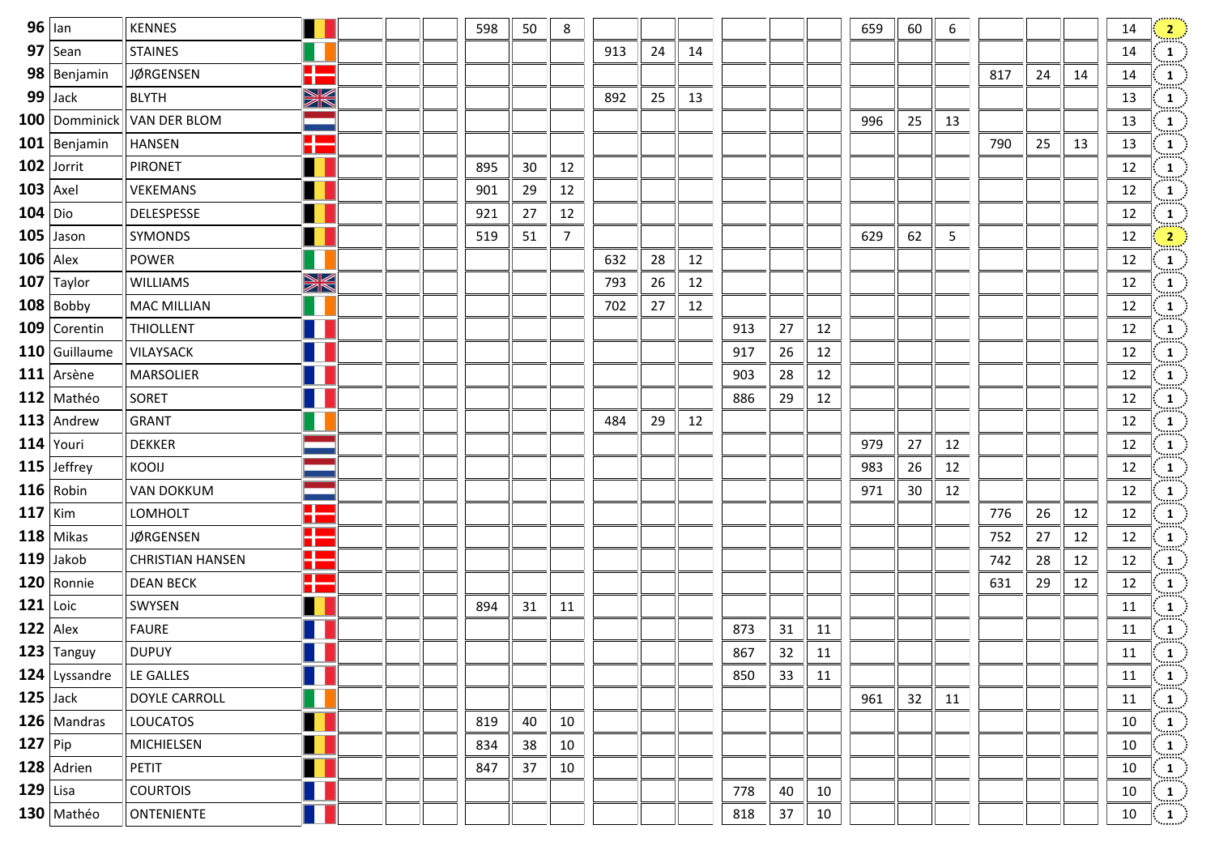| | | | | | | | | | | | | | | | | | | | | | | | |
|---|---|---|---|---|---|---|---|---|---|---|---|---|---|---|---|---|---|---|---|---|---|---|---|
| **96** | Ian | KENNES | | | | | 598 | 50 | 8 | | | | | | | 659 | 60 | 6 | | | | 14 | 2 |
| **97** | Sean | STAINES | | | | | | | | 913 | 24 | 14 | | | | | | | | | | 14 | 1 |
| **98** | Benjamin | JØRGENSEN | | | | | | | | | | | | | | | | | 817 | 24 | 14 | 14 | 1 |
| **99** | Jack | BLYTH | | | | | | | | 892 | 25 | 13 | | | | | | | | | | 13 | 1 |
| **100** | Domminick | VAN DER BLOM | | | | | | | | | | | | | | 996 | 25 | 13 | | | | 13 | 1 |
| **101** | Benjamin | HANSEN | | | | | | | | | | | | | | | | | 790 | 25 | 13 | 13 | 1 |
| **102** | Jorrit | PIRONET | | | | | 895 | 30 | 12 | | | | | | | | | | | | | 12 | 1 |
| **103** | Axel | VEKEMANS | | | | | 901 | 29 | 12 | | | | | | | | | | | | | 12 | 1 |
| **104** | Dio | DELESPESSE | | | | | 921 | 27 | 12 | | | | | | | | | | | | | 12 | 1 |
| **105** | Jason | SYMONDS | | | | | 519 | 51 | 7 | | | | | | | 629 | 62 | 5 | | | | 12 | 2 |
| **106** | Alex | POWER | | | | | | | | 632 | 28 | 12 | | | | | | | | | | 12 | 1 |
| **107** | Taylor | WILLIAMS | | | | | | | | 793 | 26 | 12 | | | | | | | | | | 12 | 1 |
| **108** | Bobby | MAC MILLIAN | | | | | | | | 702 | 27 | 12 | | | | | | | | | | 12 | 1 |
| **109** | Corentin | THIOLLENT | | | | | | | | | | | 913 | 27 | 12 | | | | | | | 12 | 1 |
| **110** | Guillaume | VILAYSACK | | | | | | | | | | | 917 | 26 | 12 | | | | | | | 12 | 1 |
| **111** | Arsène | MARSOLIER | | | | | | | | | | | 903 | 28 | 12 | | | | | | | 12 | 1 |
| **112** | Mathéo | SORET | | | | | | | | | | | 886 | 29 | 12 | | | | | | | 12 | 1 |
| **113** | Andrew | GRANT | | | | | | | | 484 | 29 | 12 | | | | | | | | | | 12 | 1 |
| **114** | Youri | DEKKER | | | | | | | | | | | | | | 979 | 27 | 12 | | | | 12 | 1 |
| **115** | Jeffrey | KOOIJ | | | | | | | | | | | | | | 983 | 26 | 12 | | | | 12 | 1 |
| **116** | Robin | VAN DOKKUM | | | | | | | | | | | | | | 971 | 30 | 12 | | | | 12 | 1 |
| **117** | Kim | LOMHOLT | | | | | | | | | | | | | | | | | 776 | 26 | 12 | 12 | 1 |
| **118** | Mikas | JØRGENSEN | | | | | | | | | | | | | | | | | 752 | 27 | 12 | 12 | 1 |
| **119** | Jakob | CHRISTIAN HANSEN | | | | | | | | | | | | | | | | | 742 | 28 | 12 | 12 | 1 |
| **120** | Ronnie | DEAN BECK | | | | | | | | | | | | | | | | | 631 | 29 | 12 | 12 | 1 |
| **121** | Loic | SWYSEN | | | | | 894 | 31 | 11 | | | | | | | | | | | | | 11 | 1 |
| **122** | Alex | FAURE | | | | | | | | | | | 873 | 31 | 11 | | | | | | | 11 | 1 |
| **123** | Tanguy | DUPUY | | | | | | | | | | | 867 | 32 | 11 | | | | | | | 11 | 1 |
| **124** | Lyssandre | LE GALLES | | | | | | | | | | | 850 | 33 | 11 | | | | | | | 11 | 1 |
| **125** | Jack | DOYLE CARROLL | | | | | | | | | | | | | | 961 | 32 | 11 | | | | 11 | 1 |
| **126** | Mandras | LOUCATOS | | | | | 819 | 40 | 10 | | | | | | | | | | | | | 10 | 1 |
| **127** | Pip | MICHIELSEN | | | | | 834 | 38 | 10 | | | | | | | | | | | | | 10 | 1 |
| **128** | Adrien | PETIT | | | | | 847 | 37 | 10 | | | | | | | | | | | | | 10 | 1 |
| **129** | Lisa | COURTOIS | | | | | | | | | | | 778 | 40 | 10 | | | | | | | 10 | 1 |
| **130** | Mathéo | ONTENIENTE | | | | | | | | | | | 818 | 37 | 10 | | | | | | | 10 | 1 |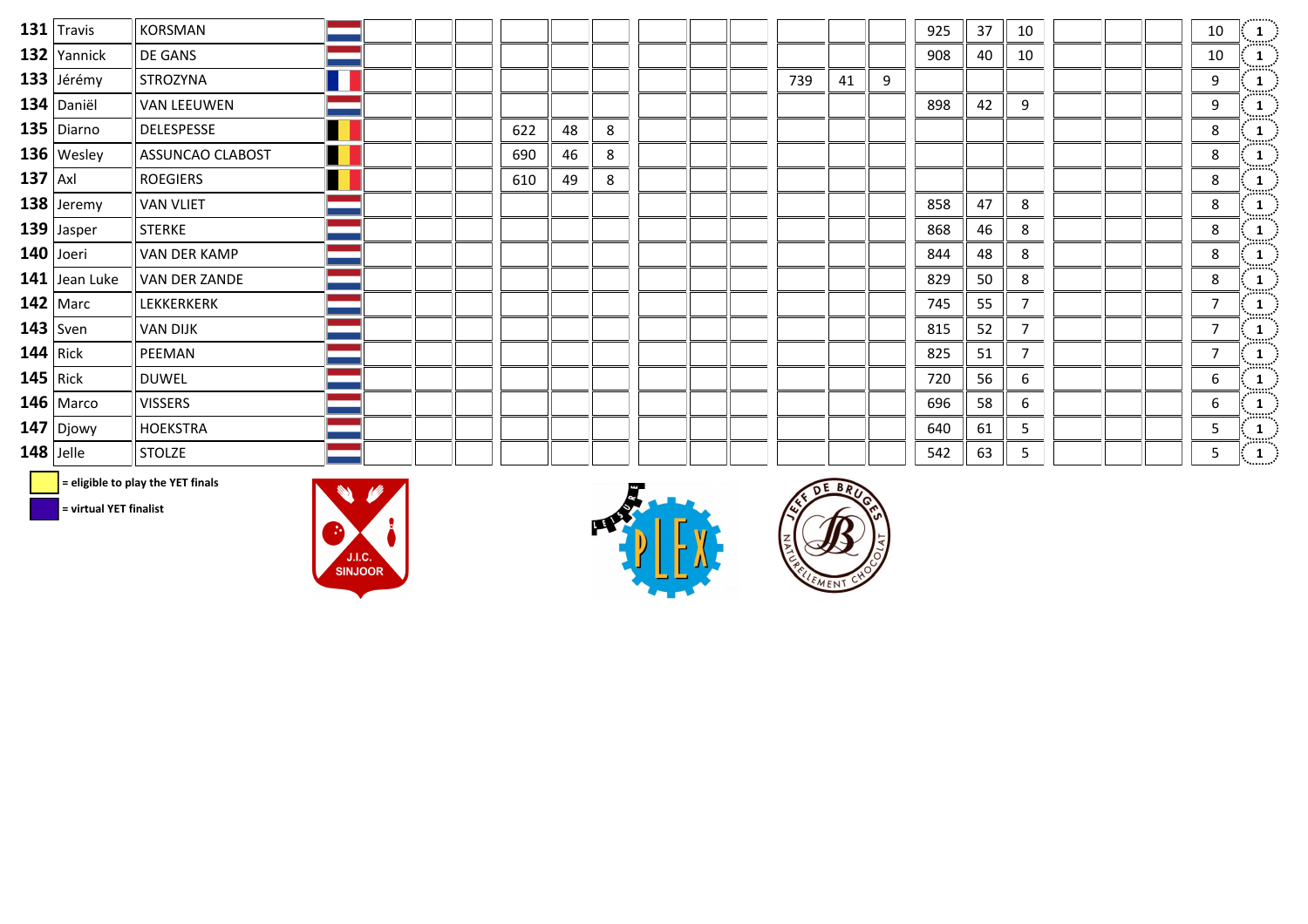| | | | | | | | | | | | | | | | | | | | | | | | |
|---|---|---|---|---|---|---|---|---|---|---|---|---|---|---|---|---|---|---|---|---|---|---|---|
| **131** | Travis | KORSMAN | | | | | | | | | | | | | | 925 | 37 | 10 | | | | 10 | 1 |
| **132** | Yannick | DE GANS | | | | | | | | | | | | | | 908 | 40 | 10 | | | | 10 | 1 |
| **133** | Jérémy | STROZYNA | | | | | | | | | | | 739 | 41 | 9 | | | | | | | 9 | 1 |
| **134** | Daniël | VAN LEEUWEN | | | | | | | | | | | | | | 898 | 42 | 9 | | | | 9 | 1 |
| **135** | Diarno | DELESPESSE | | | | | 622 | 48 | 8 | | | | | | | | | | | | | 8 | 1 |
| **136** | Wesley | ASSUNCAO CLABOST | | | | | 690 | 46 | 8 | | | | | | | | | | | | | 8 | 1 |
| **137** | Axl | ROEGIERS | | | | | 610 | 49 | 8 | | | | | | | | | | | | | 8 | 1 |
| **138** | Jeremy | VAN VLIET | | | | | | | | | | | | | | 858 | 47 | 8 | | | | 8 | 1 |
| **139** | Jasper | STERKE | | | | | | | | | | | | | | 868 | 46 | 8 | | | | 8 | 1 |
| **140** | Joeri | VAN DER KAMP | | | | | | | | | | | | | | 844 | 48 | 8 | | | | 8 | 1 |
| **141** | Jean Luke | VAN DER ZANDE | | | | | | | | | | | | | | 829 | 50 | 8 | | | | 8 | 1 |
| **142** | Marc | LEKKERKERK | | | | | | | | | | | | | | 745 | 55 | 7 | | | | 7 | 1 |
| **143** | Sven | VAN DIJK | | | | | | | | | | | | | | 815 | 52 | 7 | | | | 7 | 1 |
| **144** | Rick | PEEMAN | | | | | | | | | | | | | | 825 | 51 | 7 | | | | 7 | 1 |
| **145** | Rick | DUWEL | | | | | | | | | | | | | | 720 | 56 | 6 | | | | 6 | 1 |
| **146** | Marco | VISSERS | | | | | | | | | | | | | | 696 | 58 | 6 | | | | 6 | 1 |
| **147** | Djowy | HOEKSTRA | | | | | | | | | | | | | | 640 | 61 | 5 | | | | 5 | 1 |
| **148** | Jelle | STOLZE | | | | | | | | | | | | | | 542 | 63 | 5 | | | | 5 | 1 |

**= eligible to play the YET finals**

**= virtual YET finalist**